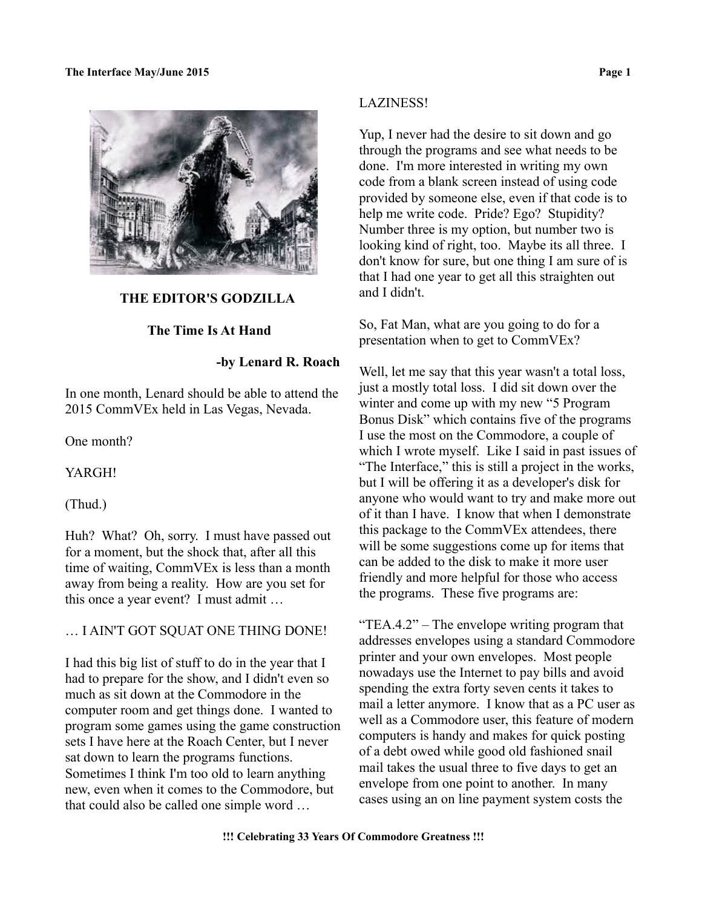## THE EDITOR'S GODZILLA

### The Time Is At Hand

**-by Lenard R. Roach**

In one month, Lenard should be able to attend the 2015 CommVEx held in Las Vegas, Nevada.

One month?

YARGH!

(Thud.)

Huh? What? Oh, sorry. I must have passed out for a moment, but the shock that, after all this time of waiting, CommVEx is less than a month away from being a reality. How are you set for this once a year event? I must admit …

… I AIN'T GOT SQUAT ONE THING DONE!

I had this big list of stuff to do in the year that I had to prepare for the show, and I didn't even so much as sit down at the Commodore in the computer room and get things done. I wanted to program some games using the game construction sets I have here at the Roach Center, but I never sat down to learn the programs functions. Sometimes I think I'm too old to learn anything new, even when it comes to the Commodore, but that could also be called one simple word …

LAZINESS!

Yup, I never had the desire to sit down and go through the programs and see what needs to be done. I'm more interested in writing my own code from a blank screen instead of using code provided by someone else, even if that code is to help me write code. Pride? Ego? Stupidity? Number three is my option, but number two is looking kind of right, too. Maybe its all three. I don't know for sure, but one thing I am sure of is that I had one year to get all this straighten out and I didn't.

So, Fat Man, what are you going to do for a presentation when to get to CommVEx?

Well, let me say that this year wasn't a total loss, just a mostly total loss. I did sit down over the winter and come up with my new "5 Program Bonus Disk" which contains five of the programs I use the most on the Commodore, a couple of which I wrote myself. Like I said in past issues of "The Interface," this is still a project in the works, but I will be offering it as a developer's disk for anyone who would want to try and make more out of it than I have. I know that when I demonstrate this package to the CommVEx attendees, there will be some suggestions come up for items that can be added to the disk to make it more user friendly and more helpful for those who access the programs. These five programs are:

"TEA.4.2" – The envelope writing program that addresses envelopes using a standard Commodore printer and your own envelopes. Most people nowadays use the Internet to pay bills and avoid spending the extra forty seven cents it takes to mail a letter anymore. I know that as a PC user as well as a Commodore user, this feature of modern computers is handy and makes for quick posting of a debt owed while good old fashioned snail mail takes the usual three to five days to get an envelope from one point to another. In many cases using an on line payment system costs the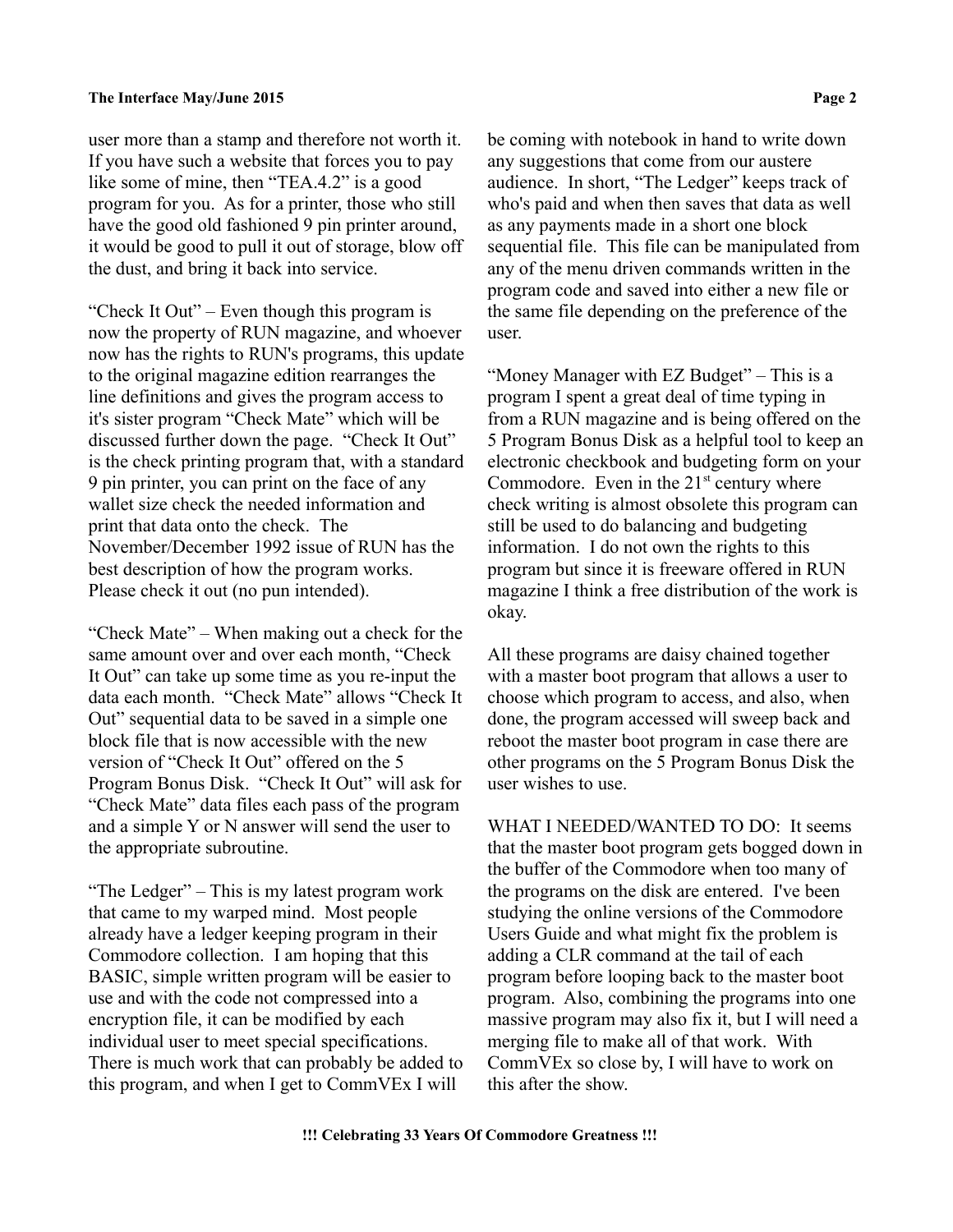user more than a stamp and therefore not worth it. If you have such a website that forces you to pay like some of mine, then "TEA.4.2" is a good program for you. As for a printer, those who still have the good old fashioned 9 pin printer around, it would be good to pull it out of storage, blow off the dust, and bring it back into service.

"Check It Out" – Even though this program is now the property of RUN magazine, and whoever now has the rights to RUN's programs, this update to the original magazine edition rearranges the line definitions and gives the program access to it's sister program "Check Mate" which will be discussed further down the page. "Check It Out" is the check printing program that, with a standard 9 pin printer, you can print on the face of any wallet size check the needed information and print that data onto the check. The November/December 1992 issue of RUN has the best description of how the program works. Please check it out (no pun intended).

"Check Mate" – When making out a check for the same amount over and over each month, "Check It Out" can take up some time as you re-input the data each month. "Check Mate" allows "Check It Out" sequential data to be saved in a simple one block file that is now accessible with the new version of "Check It Out" offered on the 5 Program Bonus Disk. "Check It Out" will ask for "Check Mate" data files each pass of the program and a simple Y or N answer will send the user to the appropriate subroutine.

"The Ledger" – This is my latest program work that came to my warped mind. Most people already have a ledger keeping program in their Commodore collection. I am hoping that this BASIC, simple written program will be easier to use and with the code not compressed into a encryption file, it can be modified by each individual user to meet special specifications. There is much work that can probably be added to this program, and when I get to CommVEx I will be coming with notebook in hand to write down any suggestions that come from our austere audience. In short, "The Ledger" keeps track of who's paid and when then saves that data as well as any payments made in a short one block sequential file. This file can be manipulated from any of the menu driven commands written in the program code and saved into either a new file or the same file depending on the preference of the user.

"Money Manager with EZ Budget" – This is a program I spent a great deal of time typing in from a RUN magazine and is being offered on the 5 Program Bonus Disk as a helpful tool to keep an electronic checkbook and budgeting form on your Commodore. Even in the 21st century where check writing is almost obsolete this program can still be used to do balancing and budgeting information. I do not own the rights to this program but since it is freeware offered in RUN magazine I think a free distribution of the work is okay.

All these programs are daisy chained together with a master boot program that allows a user to choose which program to access, and also, when done, the program accessed will sweep back and reboot the master boot program in case there are other programs on the 5 Program Bonus Disk the user wishes to use.

WHAT I NEEDED/WANTED TO DO: It seems that the master boot program gets bogged down in the buffer of the Commodore when too many of the programs on the disk are entered. I've been studying the online versions of the Commodore Users Guide and what might fix the problem is adding a CLR command at the tail of each program before looping back to the master boot program. Also, combining the programs into one massive program may also fix it, but I will need a merging file to make all of that work. With CommVEx so close by, I will have to work on this after the show.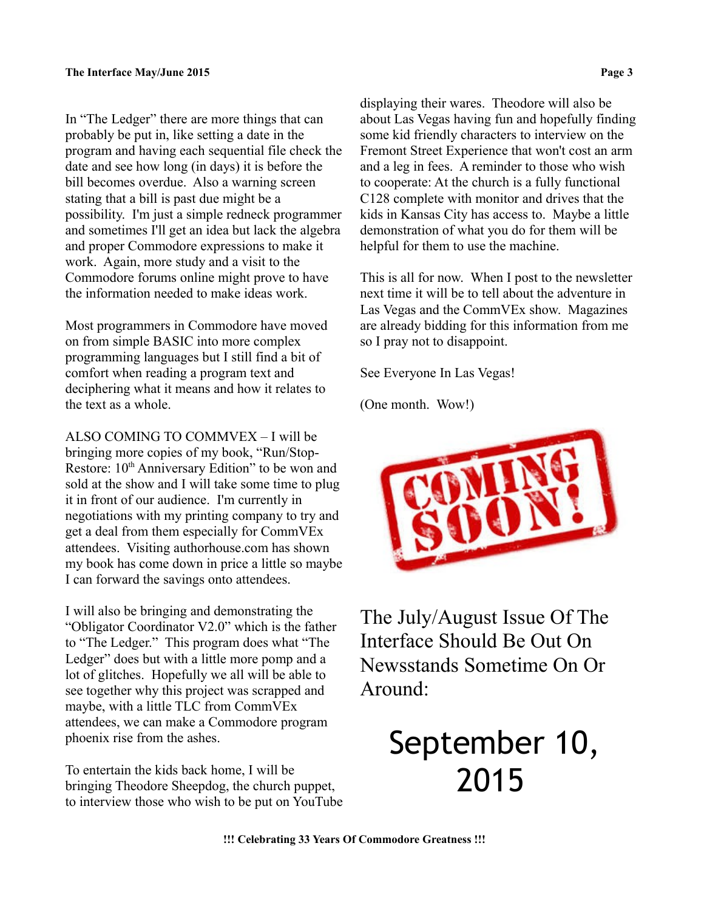In "The Ledger" there are more things that can probably be put in, like setting a date in the program and having each sequential file check the date and see how long (in days) it is before the bill becomes overdue. Also a warning screen stating that a bill is past due might be a possibility. I'm just a simple redneck programmer and sometimes I'll get an idea but lack the algebra and proper Commodore expressions to make it work. Again, more study and a visit to the Commodore forums online might prove to have the information needed to make ideas work.

Most programmers in Commodore have moved on from simple BASIC into more complex programming languages but I still find a bit of comfort when reading a program text and deciphering what it means and how it relates to the text as a whole.

ALSO COMING TO COMMVEX – I will be bringing more copies of my book, "Run/Stop-Restore: 10th Anniversary Edition" to be won and sold at the show and I will take some time to plug it in front of our audience. I'm currently in negotiations with my printing company to try and get a deal from them especially for CommVEx attendees. Visiting authorhouse.com has shown my book has come down in price a little so maybe I can forward the savings onto attendees.

I will also be bringing and demonstrating the "Obligator Coordinator V2.0" which is the father to "The Ledger." This program does what "The Ledger" does but with a little more pomp and a lot of glitches. Hopefully we all will be able to see together why this project was scrapped and maybe, with a little TLC from CommVEx attendees, we can make a Commodore program phoenix rise from the ashes.

To entertain the kids back home, I will be bringing Theodore Sheepdog, the church puppet, to interview those who wish to be put on YouTube displaying their wares. Theodore will also be about Las Vegas having fun and hopefully finding some kid friendly characters to interview on the Fremont Street Experience that won't cost an arm and a leg in fees. A reminder to those who wish to cooperate: At the church is a fully functional C128 complete with monitor and drives that the kids in Kansas City has access to. Maybe a little demonstration of what you do for them will be helpful for them to use the machine.

This is all for now. When I post to the newsletter next time it will be to tell about the adventure in Las Vegas and the CommVEx show. Magazines are already bidding for this information from me so I pray not to disappoint.

See Everyone In Las Vegas!

(One month. Wow!)

COMING SOON!

## The July/August Issue Of The Interface Should Be Out On Newsstands Sometime On Or Around:

# September 10, 2015

**!!! Celebrating 33 Years Of Commodore Greatness !!!**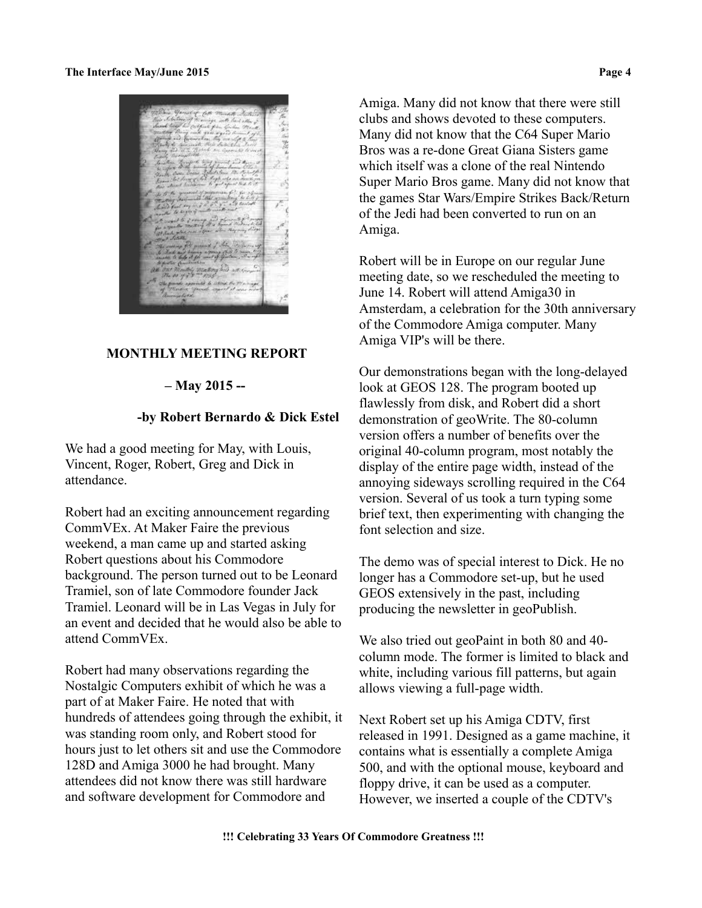## MONTHLY MEETING REPORT

### – May 2015 --

### -by Robert Bernardo & Dick Estel

We had a good meeting for May, with Louis, Vincent, Roger, Robert, Greg and Dick in attendance.

Robert had an exciting announcement regarding CommVEx. At Maker Faire the previous weekend, a man came up and started asking Robert questions about his Commodore background. The person turned out to be Leonard Tramiel, son of late Commodore founder Jack Tramiel. Leonard will be in Las Vegas in July for an event and decided that he would also be able to attend CommVEx.

Robert had many observations regarding the Nostalgic Computers exhibit of which he was a part of at Maker Faire. He noted that with hundreds of attendees going through the exhibit, it was standing room only, and Robert stood for hours just to let others sit and use the Commodore 128D and Amiga 3000 he had brought. Many attendees did not know there was still hardware and software development for Commodore and Amiga. Many did not know that there were still clubs and shows devoted to these computers. Many did not know that the C64 Super Mario Bros was a re-done Great Giana Sisters game which itself was a clone of the real Nintendo Super Mario Bros game. Many did not know that the games Star Wars/Empire Strikes Back/Return of the Jedi had been converted to run on an Amiga.

Robert will be in Europe on our regular June meeting date, so we rescheduled the meeting to June 14. Robert will attend Amiga30 in Amsterdam, a celebration for the 30th anniversary of the Commodore Amiga computer. Many Amiga VIP's will be there.

Our demonstrations began with the long-delayed look at GEOS 128. The program booted up flawlessly from disk, and Robert did a short demonstration of geoWrite. The 80-column version offers a number of benefits over the original 40-column program, most notably the display of the entire page width, instead of the annoying sideways scrolling required in the C64 version. Several of us took a turn typing some brief text, then experimenting with changing the font selection and size.

The demo was of special interest to Dick. He no longer has a Commodore set-up, but he used GEOS extensively in the past, including producing the newsletter in geoPublish.

We also tried out geoPaint in both 80 and 40-column mode. The former is limited to black and white, including various fill patterns, but again allows viewing a full-page width.

Next Robert set up his Amiga CDTV, first released in 1991. Designed as a game machine, it contains what is essentially a complete Amiga 500, and with the optional mouse, keyboard and floppy drive, it can be used as a computer. However, we inserted a couple of the CDTV's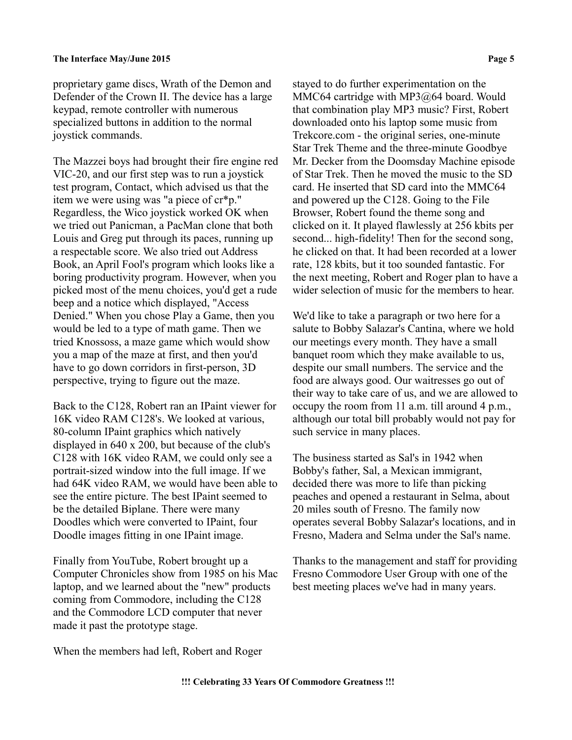proprietary game discs, Wrath of the Demon and Defender of the Crown II. The device has a large keypad, remote controller with numerous specialized buttons in addition to the normal joystick commands.

The Mazzei boys had brought their fire engine red VIC-20, and our first step was to run a joystick test program, Contact, which advised us that the item we were using was "a piece of cr*p." Regardless, the Wico joystick worked OK when we tried out Panicman, a PacMan clone that both Louis and Greg put through its paces, running up a respectable score. We also tried out Address Book, an April Fool's program which looks like a boring productivity program. However, when you picked most of the menu choices, you'd get a rude beep and a notice which displayed, "Access Denied." When you chose Play a Game, then you would be led to a type of math game. Then we tried Knossoss, a maze game which would show you a map of the maze at first, and then you'd have to go down corridors in first-person, 3D perspective, trying to figure out the maze.

Back to the C128, Robert ran an IPaint viewer for 16K video RAM C128's. We looked at various, 80-column IPaint graphics which natively displayed in 640 x 200, but because of the club's C128 with 16K video RAM, we could only see a portrait-sized window into the full image. If we had 64K video RAM, we would have been able to see the entire picture. The best IPaint seemed to be the detailed Biplane. There were many Doodles which were converted to IPaint, four Doodle images fitting in one IPaint image.

Finally from YouTube, Robert brought up a Computer Chronicles show from 1985 on his Mac laptop, and we learned about the "new" products coming from Commodore, including the C128 and the Commodore LCD computer that never made it past the prototype stage.

When the members had left, Robert and Roger stayed to do further experimentation on the MMC64 cartridge with MP3@64 board. Would that combination play MP3 music? First, Robert downloaded onto his laptop some music from Trekcore.com - the original series, one-minute Star Trek Theme and the three-minute Goodbye Mr. Decker from the Doomsday Machine episode of Star Trek. Then he moved the music to the SD card. He inserted that SD card into the MMC64 and powered up the C128. Going to the File Browser, Robert found the theme song and clicked on it. It played flawlessly at 256 kbits per second... high-fidelity! Then for the second song, he clicked on that. It had been recorded at a lower rate, 128 kbits, but it too sounded fantastic. For the next meeting, Robert and Roger plan to have a wider selection of music for the members to hear.

We'd like to take a paragraph or two here for a salute to Bobby Salazar's Cantina, where we hold our meetings every month. They have a small banquet room which they make available to us, despite our small numbers. The service and the food are always good. Our waitresses go out of their way to take care of us, and we are allowed to occupy the room from 11 a.m. till around 4 p.m., although our total bill probably would not pay for such service in many places.

The business started as Sal's in 1942 when Bobby's father, Sal, a Mexican immigrant, decided there was more to life than picking peaches and opened a restaurant in Selma, about 20 miles south of Fresno. The family now operates several Bobby Salazar's locations, and in Fresno, Madera and Selma under the Sal's name.

Thanks to the management and staff for providing Fresno Commodore User Group with one of the best meeting places we've had in many years.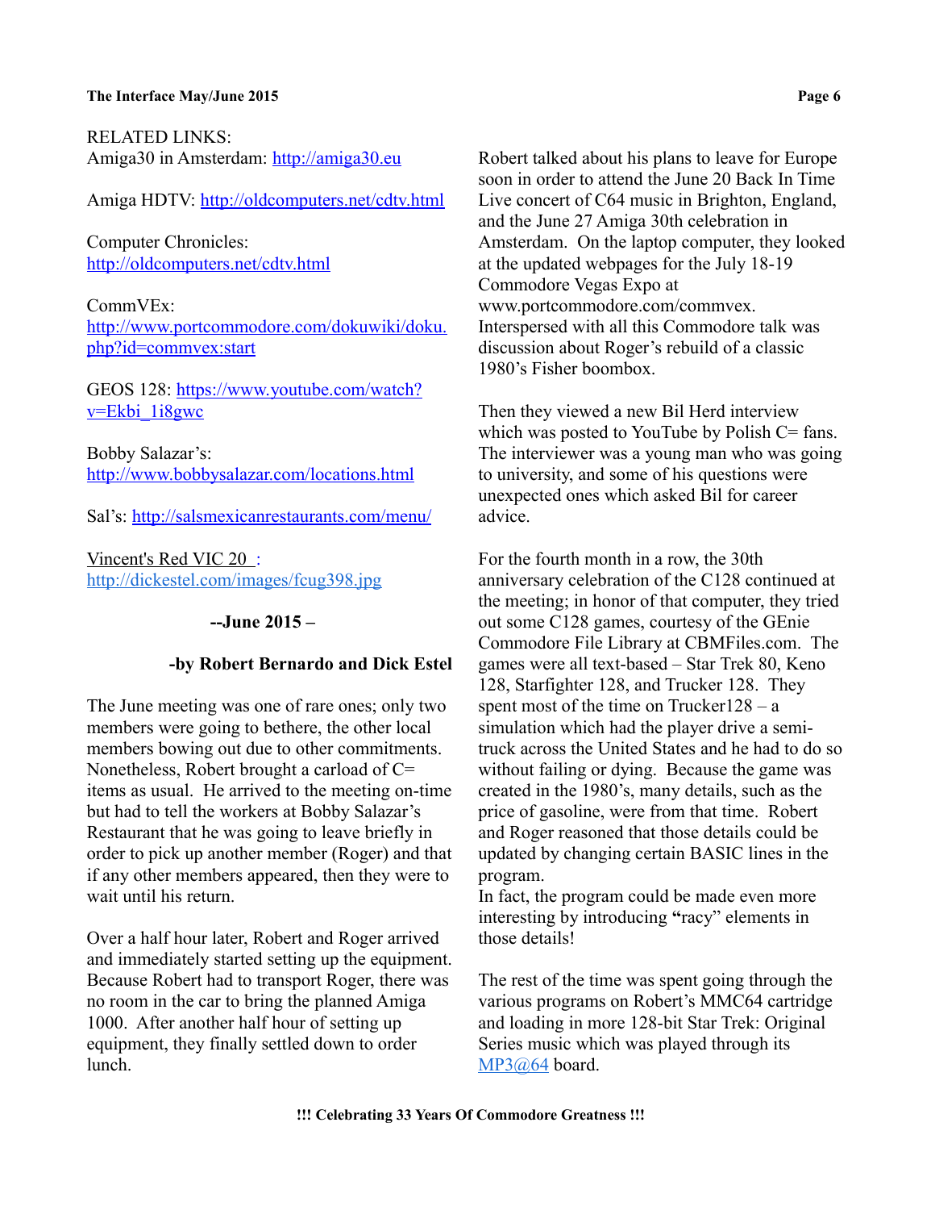RELATED LINKS:
Amiga30 in Amsterdam: http://amiga30.eu

Amiga HDTV: http://oldcomputers.net/cdtv.html

Computer Chronicles:
http://oldcomputers.net/cdtv.html

CommVEx:
http://www.portcommodore.com/dokuwiki/doku.php?id=commvex:start

GEOS 128: https://www.youtube.com/watch?v=Ekbi_1i8gwc

Bobby Salazar's:
http://www.bobbysalazar.com/locations.html

Sal's: http://salsmexicanrestaurants.com/menu/

Vincent's Red VIC 20 :
http://dickestel.com/images/fcug398.jpg

**--June 2015 –**

**-by Robert Bernardo and Dick Estel**

The June meeting was one of rare ones; only two members were going to bethere, the other local members bowing out due to other commitments. Nonetheless, Robert brought a carload of C= items as usual. He arrived to the meeting on-time but had to tell the workers at Bobby Salazar's Restaurant that he was going to leave briefly in order to pick up another member (Roger) and that if any other members appeared, then they were to wait until his return.

Over a half hour later, Robert and Roger arrived and immediately started setting up the equipment. Because Robert had to transport Roger, there was no room in the car to bring the planned Amiga 1000. After another half hour of setting up equipment, they finally settled down to order lunch.

Robert talked about his plans to leave for Europe soon in order to attend the June 20 Back In Time Live concert of C64 music in Brighton, England, and the June 27 Amiga 30th celebration in Amsterdam. On the laptop computer, they looked at the updated webpages for the July 18-19 Commodore Vegas Expo at www.portcommodore.com/commvex. Interspersed with all this Commodore talk was discussion about Roger's rebuild of a classic 1980's Fisher boombox.

Then they viewed a new Bil Herd interview which was posted to YouTube by Polish C= fans. The interviewer was a young man who was going to university, and some of his questions were unexpected ones which asked Bil for career advice.

For the fourth month in a row, the 30th anniversary celebration of the C128 continued at the meeting; in honor of that computer, they tried out some C128 games, courtesy of the GEnie Commodore File Library at CBMFiles.com. The games were all text-based – Star Trek 80, Keno 128, Starfighter 128, and Trucker 128. They spent most of the time on Trucker128 – a simulation which had the player drive a semi-truck across the United States and he had to do so without failing or dying. Because the game was created in the 1980's, many details, such as the price of gasoline, were from that time. Robert and Roger reasoned that those details could be updated by changing certain BASIC lines in the program.
In fact, the program could be made even more interesting by introducing **"**racy" elements in those details!

The rest of the time was spent going through the various programs on Robert's MMC64 cartridge and loading in more 128-bit Star Trek: Original Series music which was played through its MP3@64 board.

**!!! Celebrating 33 Years Of Commodore Greatness !!!**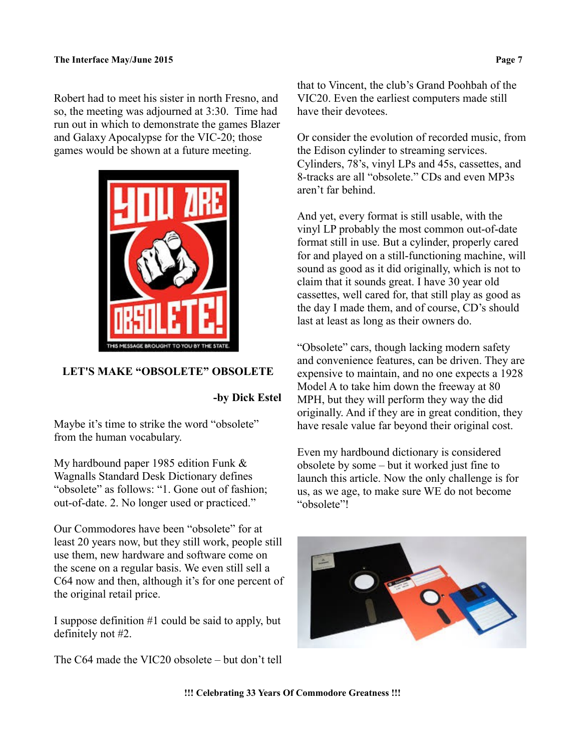Robert had to meet his sister in north Fresno, and so, the meeting was adjourned at 3:30. Time had run out in which to demonstrate the games Blazer and Galaxy Apocalypse for the VIC-20; those games would be shown at a future meeting.

## LET'S MAKE "OBSOLETE" OBSOLETE

**-by Dick Estel**

Maybe it's time to strike the word "obsolete" from the human vocabulary.

My hardbound paper 1985 edition Funk & Wagnalls Standard Desk Dictionary defines "obsolete" as follows: "1. Gone out of fashion; out-of-date. 2. No longer used or practiced."

Our Commodores have been "obsolete" for at least 20 years now, but they still work, people still use them, new hardware and software come on the scene on a regular basis. We even still sell a C64 now and then, although it's for one percent of the original retail price.

I suppose definition #1 could be said to apply, but definitely not #2.

The C64 made the VIC20 obsolete – but don't tell that to Vincent, the club's Grand Poohbah of the VIC20. Even the earliest computers made still have their devotees.

Or consider the evolution of recorded music, from the Edison cylinder to streaming services. Cylinders, 78's, vinyl LPs and 45s, cassettes, and 8-tracks are all "obsolete." CDs and even MP3s aren't far behind.

And yet, every format is still usable, with the vinyl LP probably the most common out-of-date format still in use. But a cylinder, properly cared for and played on a still-functioning machine, will sound as good as it did originally, which is not to claim that it sounds great. I have 30 year old cassettes, well cared for, that still play as good as the day I made them, and of course, CD's should last at least as long as their owners do.

"Obsolete" cars, though lacking modern safety and convenience features, can be driven. They are expensive to maintain, and no one expects a 1928 Model A to take him down the freeway at 80 MPH, but they will perform they way the did originally. And if they are in great condition, they have resale value far beyond their original cost.

Even my hardbound dictionary is considered obsolete by some – but it worked just fine to launch this article. Now the only challenge is for us, as we age, to make sure WE do not become "obsolete"!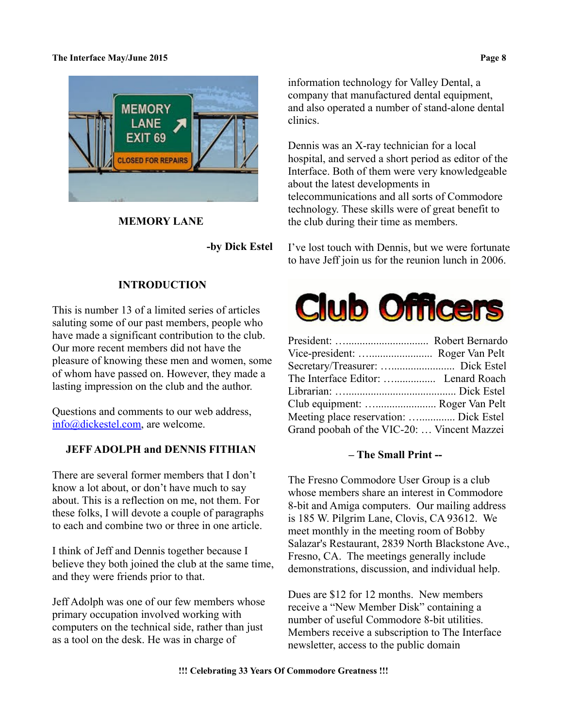## MEMORY LANE

**-by Dick Estel**

### INTRODUCTION

This is number 13 of a limited series of articles saluting some of our past members, people who have made a significant contribution to the club. Our more recent members did not have the pleasure of knowing these men and women, some of whom have passed on. However, they made a lasting impression on the club and the author.

Questions and comments to our web address, info@dickestel.com, are welcome.

### JEFF ADOLPH and DENNIS FITHIAN

There are several former members that I don't know a lot about, or don't have much to say about. This is a reflection on me, not them. For these folks, I will devote a couple of paragraphs to each and combine two or three in one article.

I think of Jeff and Dennis together because I believe they both joined the club at the same time, and they were friends prior to that.

Jeff Adolph was one of our few members whose primary occupation involved working with computers on the technical side, rather than just as a tool on the desk. He was in charge of information technology for Valley Dental, a company that manufactured dental equipment, and also operated a number of stand-alone dental clinics.

Dennis was an X-ray technician for a local hospital, and served a short period as editor of the Interface. Both of them were very knowledgeable about the latest developments in telecommunications and all sorts of Commodore technology. These skills were of great benefit to the club during their time as members.

I've lost touch with Dennis, but we were fortunate to have Jeff join us for the reunion lunch in 2006.

## Club Officers

President: …............................. Robert Bernardo
Vice-president: …...................... Roger Van Pelt
Secretary/Treasurer: ….................... Dick Estel
The Interface Editor: …............. Lenard Roach
Librarian: …....................................... Dick Estel
Club equipment: …..................... Roger Van Pelt
Meeting place reservation: …............ Dick Estel
Grand poobah of the VIC-20: … Vincent Mazzei

**– The Small Print --**

The Fresno Commodore User Group is a club whose members share an interest in Commodore 8-bit and Amiga computers. Our mailing address is 185 W. Pilgrim Lane, Clovis, CA 93612. We meet monthly in the meeting room of Bobby Salazar's Restaurant, 2839 North Blackstone Ave., Fresno, CA. The meetings generally include demonstrations, discussion, and individual help.

Dues are $12 for 12 months. New members receive a "New Member Disk" containing a number of useful Commodore 8-bit utilities. Members receive a subscription to The Interface newsletter, access to the public domain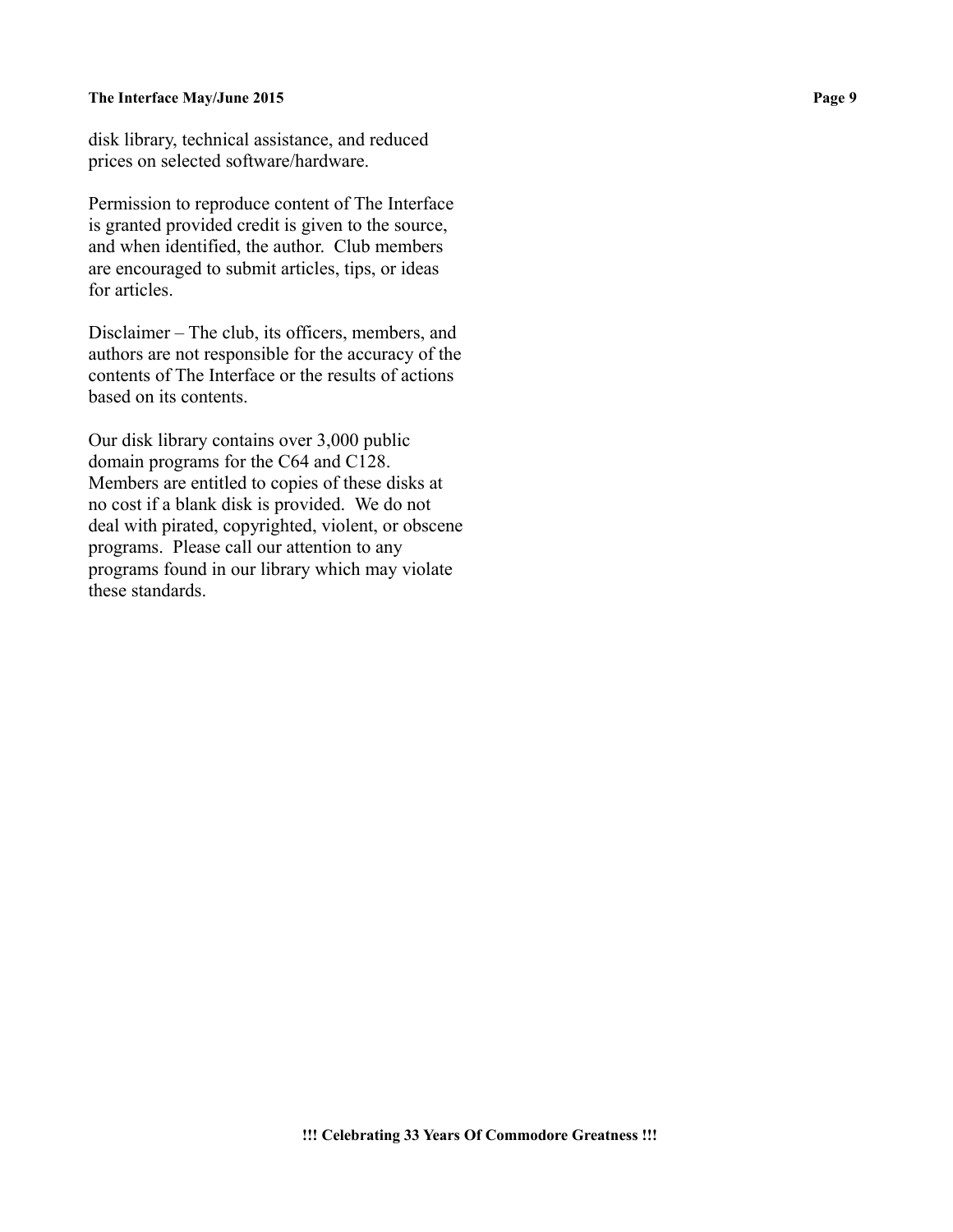disk library, technical assistance, and reduced prices on selected software/hardware.

Permission to reproduce content of The Interface is granted provided credit is given to the source, and when identified, the author. Club members are encouraged to submit articles, tips, or ideas for articles.

Disclaimer – The club, its officers, members, and authors are not responsible for the accuracy of the contents of The Interface or the results of actions based on its contents.

Our disk library contains over 3,000 public domain programs for the C64 and C128. Members are entitled to copies of these disks at no cost if a blank disk is provided. We do not deal with pirated, copyrighted, violent, or obscene programs. Please call our attention to any programs found in our library which may violate these standards.